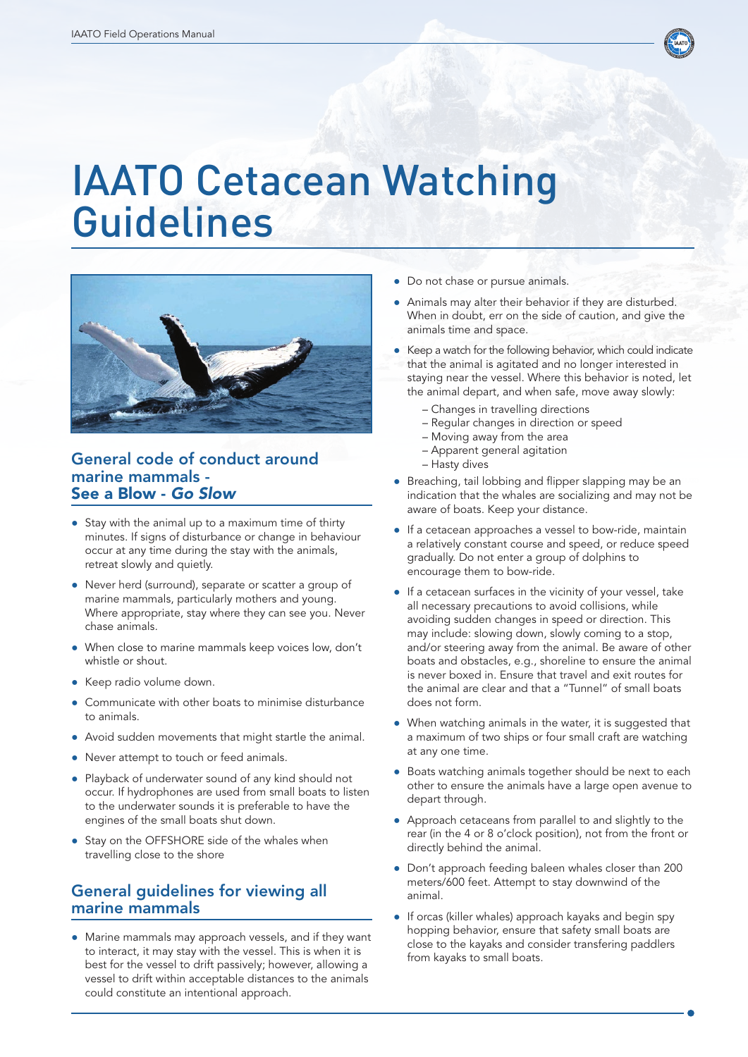# IAATO Cetacean Watching Guidelines

## General code of conduct around marine mammals - See a Blow - *Go Slow*

- Stay with the animal up to a maximum time of thirty minutes. If signs of disturbance or change in behaviour occur at any time during the stay with the animals, retreat slowly and quietly.
- Never herd (surround), separate or scatter a group of marine mammals, particularly mothers and young. Where appropriate, stay where they can see you. Never chase animals.
- When close to marine mammals keep voices low, don't whistle or shout.
- Keep radio volume down.
- Communicate with other boats to minimise disturbance to animals.
- Avoid sudden movements that might startle the animal.
- Never attempt to touch or feed animals.
- Playback of underwater sound of any kind should not occur. If hydrophones are used from small boats to listen to the underwater sounds it is preferable to have the engines of the small boats shut down.
- Stay on the OFFSHORE side of the whales when travelling close to the shore

## General guidelines for viewing all marine mammals

- Marine mammals may approach vessels, and if they want to interact, it may stay with the vessel. This is when it is best for the vessel to drift passively; however, allowing a vessel to drift within acceptable distances to the animals could constitute an intentional approach.
- Do not chase or pursue animals.
- Animals may alter their behavior if they are disturbed. When in doubt, err on the side of caution, and give the animals time and space.
- Keep a watch for the following behavior, which could indicate that the animal is agitated and no longer interested in staying near the vessel. Where this behavior is noted, let the animal depart, and when safe, move away slowly:
  - Changes in travelling directions
  - Regular changes in direction or speed
  - Moving away from the area
  - Apparent general agitation
  - Hasty dives
- Breaching, tail lobbing and flipper slapping may be an indication that the whales are socializing and may not be aware of boats. Keep your distance.
- If a cetacean approaches a vessel to bow-ride, maintain a relatively constant course and speed, or reduce speed gradually. Do not enter a group of dolphins to encourage them to bow-ride.
- If a cetacean surfaces in the vicinity of your vessel, take all necessary precautions to avoid collisions, while avoiding sudden changes in speed or direction. This may include: slowing down, slowly coming to a stop, and/or steering away from the animal. Be aware of other boats and obstacles, e.g., shoreline to ensure the animal is never boxed in. Ensure that travel and exit routes for the animal are clear and that a "Tunnel" of small boats does not form.
- When watching animals in the water, it is suggested that a maximum of two ships or four small craft are watching at any one time.
- Boats watching animals together should be next to each other to ensure the animals have a large open avenue to depart through.
- Approach cetaceans from parallel to and slightly to the rear (in the 4 or 8 o'clock position), not from the front or directly behind the animal.
- Don't approach feeding baleen whales closer than 200 meters/600 feet. Attempt to stay downwind of the animal.
- If orcas (killer whales) approach kayaks and begin spy hopping behavior, ensure that safety small boats are close to the kayaks and consider transfering paddlers from kayaks to small boats.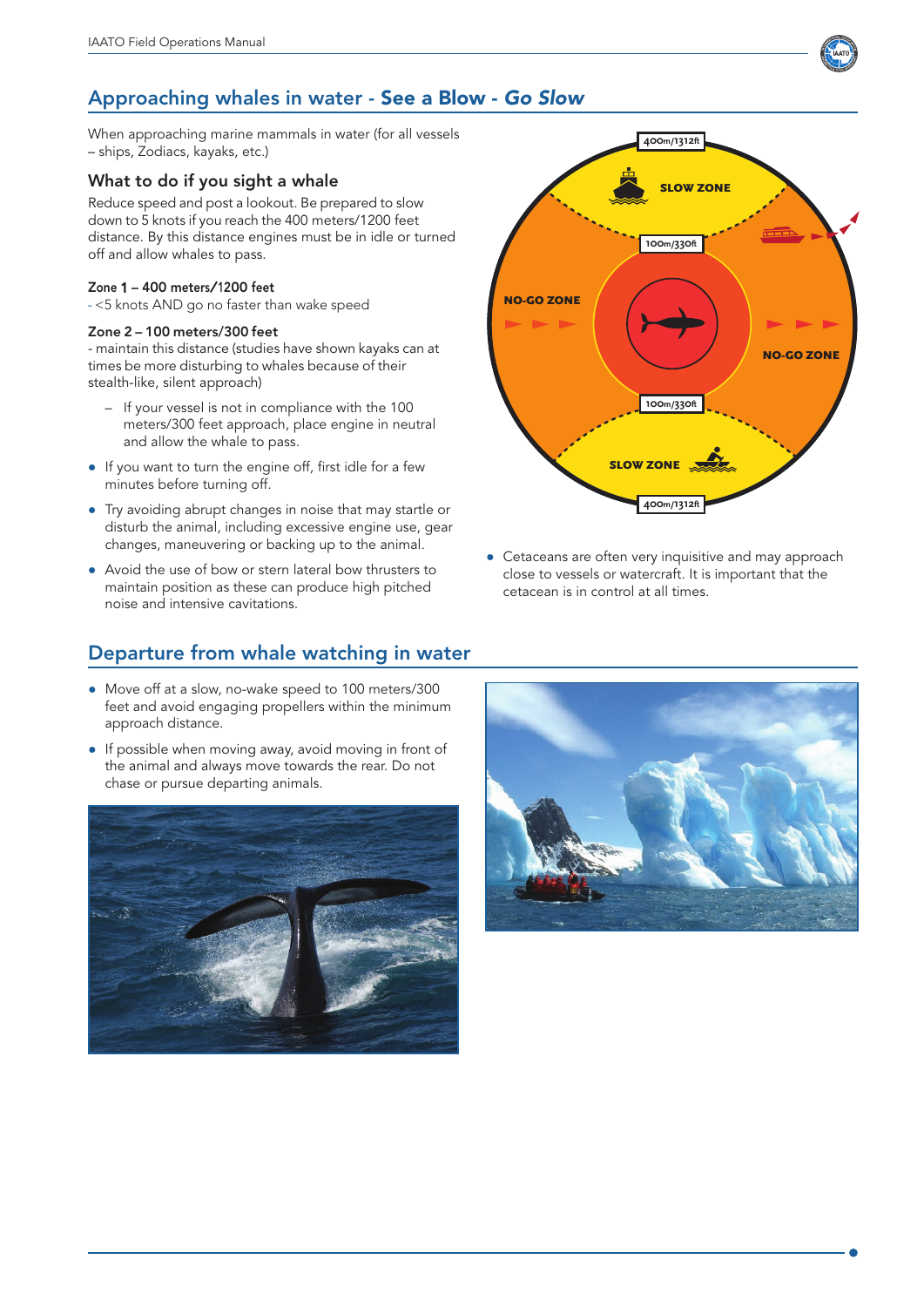## Approaching whales in water - See a Blow - *Go Slow*

When approaching marine mammals in water (for all vessels – ships, Zodiacs, kayaks, etc.)

### What to do if you sight a whale

Reduce speed and post a lookout. Be prepared to slow down to 5 knots if you reach the 400 meters/1200 feet distance. By this distance engines must be in idle or turned off and allow whales to pass.

**Zone 1 – 400 meters/1200 feet**

- <5 knots AND go no faster than wake speed

**Zone 2 – 100 meters/300 feet**

- maintain this distance (studies have shown kayaks can at times be more disturbing to whales because of their stealth-like, silent approach)

  – If your vessel is not in compliance with the 100 meters/300 feet approach, place engine in neutral and allow the whale to pass.

- If you want to turn the engine off, first idle for a few minutes before turning off.
- Try avoiding abrupt changes in noise that may startle or disturb the animal, including excessive engine use, gear changes, maneuvering or backing up to the animal.
- Avoid the use of bow or stern lateral bow thrusters to maintain position as these can produce high pitched noise and intensive cavitations.

400m/1312ft
SLOW ZONE
100m/330ft
NO-GO ZONE
NO-GO ZONE
100m/330ft
SLOW ZONE
400m/1312ft

- Cetaceans are often very inquisitive and may approach close to vessels or watercraft. It is important that the cetacean is in control at all times.

## Departure from whale watching in water

- Move off at a slow, no-wake speed to 100 meters/300 feet and avoid engaging propellers within the minimum approach distance.
- If possible when moving away, avoid moving in front of the animal and always move towards the rear. Do not chase or pursue departing animals.